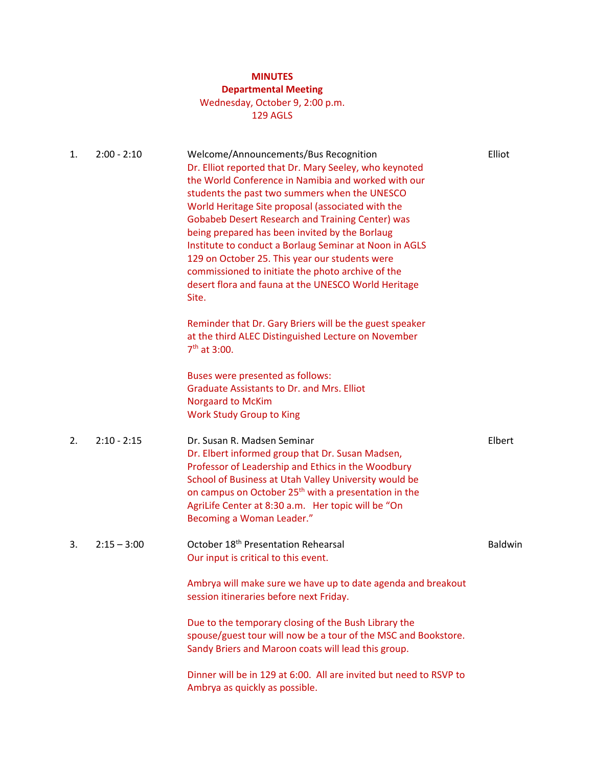**MINUTES**
**Departmental Meeting**
Wednesday, October 9, 2:00 p.m.
129 AGLS

1. 2:00 - 2:10 — Welcome/Announcements/Bus Recognition — Elliot

   Dr. Elliot reported that Dr. Mary Seeley, who keynoted the World Conference in Namibia and worked with our students the past two summers when the UNESCO World Heritage Site proposal (associated with the Gobabeb Desert Research and Training Center) was being prepared has been invited by the Borlaug Institute to conduct a Borlaug Seminar at Noon in AGLS 129 on October 25. This year our students were commissioned to initiate the photo archive of the desert flora and fauna at the UNESCO World Heritage Site.

   Reminder that Dr. Gary Briers will be the guest speaker at the third ALEC Distinguished Lecture on November 7th at 3:00.

   Buses were presented as follows:
   Graduate Assistants to Dr. and Mrs. Elliot
   Norgaard to McKim
   Work Study Group to King

2. 2:10 - 2:15 — Dr. Susan R. Madsen Seminar — Elbert

   Dr. Elbert informed group that Dr. Susan Madsen, Professor of Leadership and Ethics in the Woodbury School of Business at Utah Valley University would be on campus on October 25th with a presentation in the AgriLife Center at 8:30 a.m. Her topic will be "On Becoming a Woman Leader."

3. 2:15 – 3:00 — October 18th Presentation Rehearsal — Baldwin

   Our input is critical to this event.

   Ambrya will make sure we have up to date agenda and breakout session itineraries before next Friday.

   Due to the temporary closing of the Bush Library the spouse/guest tour will now be a tour of the MSC and Bookstore. Sandy Briers and Maroon coats will lead this group.

   Dinner will be in 129 at 6:00. All are invited but need to RSVP to Ambrya as quickly as possible.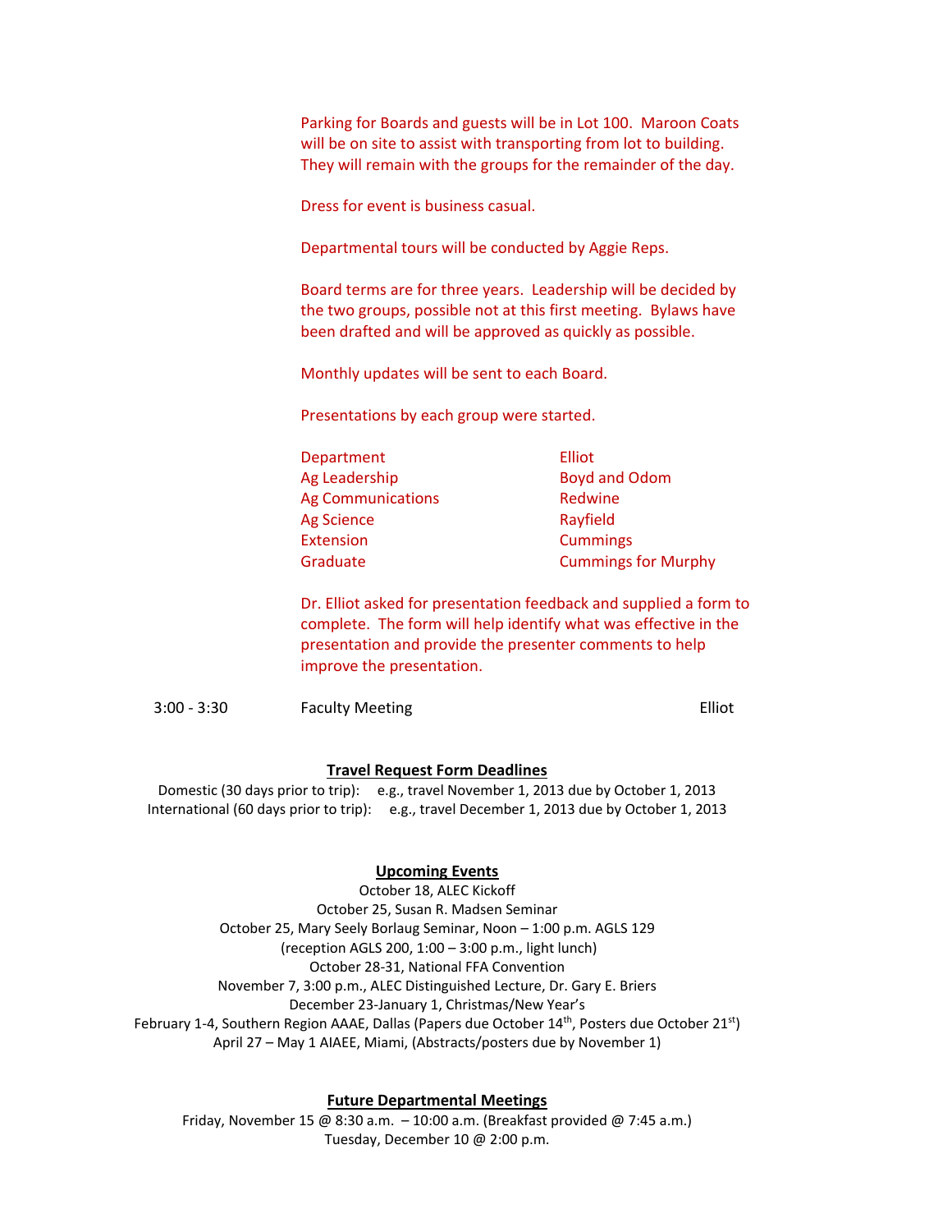Parking for Boards and guests will be in Lot 100. Maroon Coats will be on site to assist with transporting from lot to building. They will remain with the groups for the remainder of the day.

Dress for event is business casual.

Departmental tours will be conducted by Aggie Reps.

Board terms are for three years. Leadership will be decided by the two groups, possible not at this first meeting. Bylaws have been drafted and will be approved as quickly as possible.

Monthly updates will be sent to each Board.

Presentations by each group were started.

| | |
|---|---|
| Department | Elliot |
| Ag Leadership | Boyd and Odom |
| Ag Communications | Redwine |
| Ag Science | Rayfield |
| Extension | Cummings |
| Graduate | Cummings for Murphy |

Dr. Elliot asked for presentation feedback and supplied a form to complete. The form will help identify what was effective in the presentation and provide the presenter comments to help improve the presentation.

| | | |
|---|---|---|
| 3:00 - 3:30 | Faculty Meeting | Elliot |

## Travel Request Form Deadlines

Domestic (30 days prior to trip): e.g., travel November 1, 2013 due by October 1, 2013
International (60 days prior to trip): e.g., travel December 1, 2013 due by October 1, 2013

## Upcoming Events

October 18, ALEC Kickoff
October 25, Susan R. Madsen Seminar
October 25, Mary Seely Borlaug Seminar, Noon – 1:00 p.m. AGLS 129
(reception AGLS 200, 1:00 – 3:00 p.m., light lunch)
October 28-31, National FFA Convention
November 7, 3:00 p.m., ALEC Distinguished Lecture, Dr. Gary E. Briers
December 23-January 1, Christmas/New Year's
February 1-4, Southern Region AAAE, Dallas (Papers due October 14th, Posters due October 21st)
April 27 – May 1 AIAEE, Miami, (Abstracts/posters due by November 1)

## Future Departmental Meetings

Friday, November 15 @ 8:30 a.m. – 10:00 a.m. (Breakfast provided @ 7:45 a.m.)
Tuesday, December 10 @ 2:00 p.m.